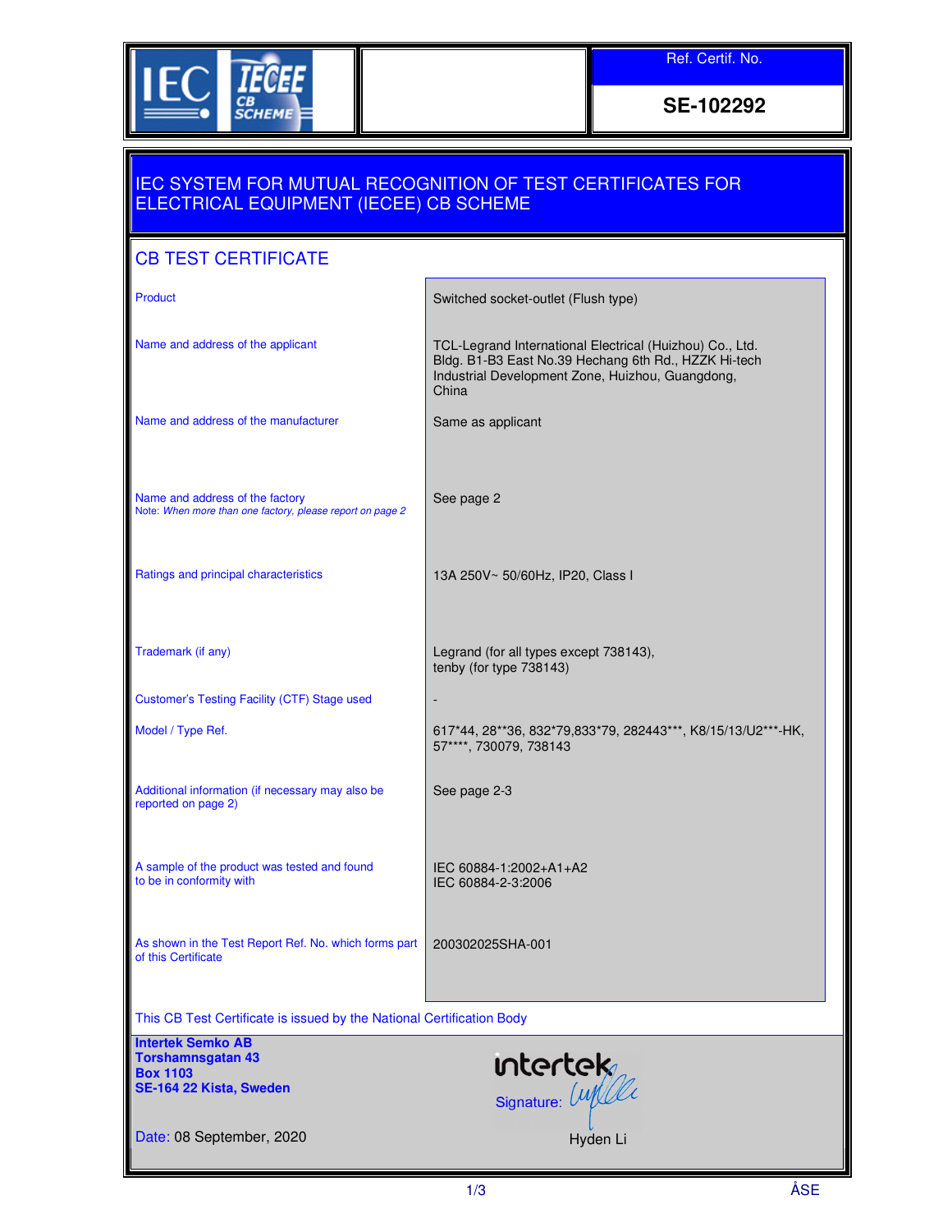Ref. Certif. No.

**SE-102292**

# IEC SYSTEM FOR MUTUAL RECOGNITION OF TEST CERTIFICATES FOR ELECTRICAL EQUIPMENT (IECEE) CB SCHEME

## CB TEST CERTIFICATE

| | |
|---|---|
| Product | Switched socket-outlet (Flush type) |
| Name and address of the applicant | TCL-Legrand International Electrical (Huizhou) Co., Ltd. Bldg. B1-B3 East No.39 Hechang 6th Rd., HZZK Hi-tech Industrial Development Zone, Huizhou, Guangdong, China |
| Name and address of the manufacturer | Same as applicant |
| Name and address of the factory<br>Note: *When more than one factory, please report on page 2* | See page 2 |
| Ratings and principal characteristics | 13A 250V~ 50/60Hz, IP20, Class I |
| Trademark (if any) | Legrand (for all types except 738143), tenby (for type 738143) |
| Customer's Testing Facility (CTF) Stage used | - |
| Model / Type Ref. | 617*44, 28**36, 832*79,833*79, 282443***, K8/15/13/U2***-HK, 57****, 730079, 738143 |
| Additional information (if necessary may also be reported on page 2) | See page 2-3 |
| A sample of the product was tested and found to be in conformity with | IEC 60884-1:2002+A1+A2<br>IEC 60884-2-3:2006 |
| As shown in the Test Report Ref. No. which forms part of this Certificate | 200302025SHA-001 |

This CB Test Certificate is issued by the National Certification Body

**Intertek Semko AB**
**Torshamnsgatan 43**
**Box 1103**
**SE-164 22 Kista, Sweden**

intertek

Signature:

Hyden Li

Date: 08 September, 2020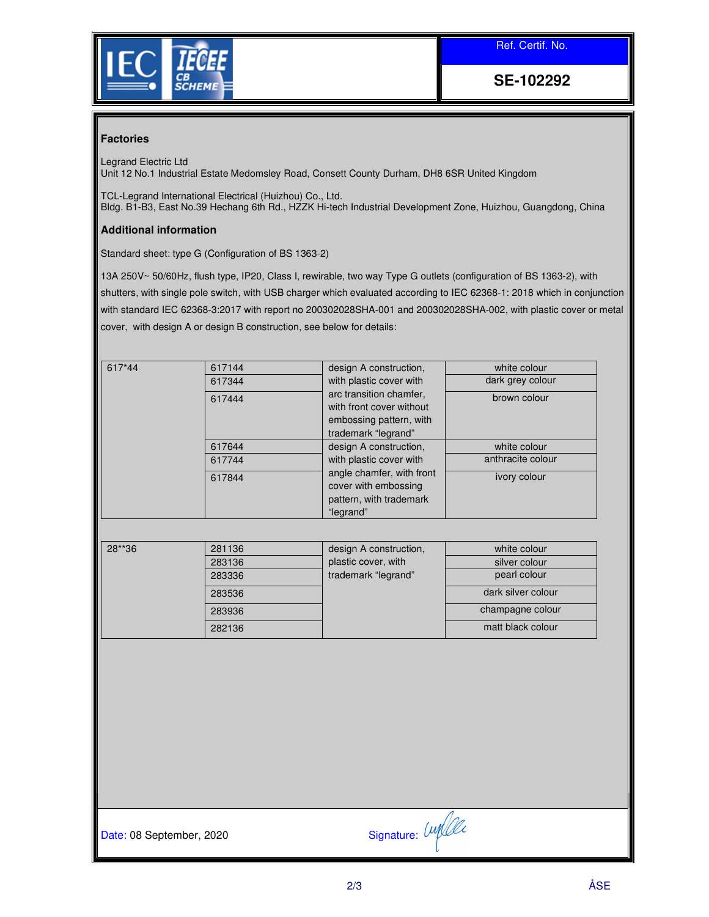Ref. Certif. No.

**SE-102292**

### Factories

Legrand Electric Ltd
Unit 12 No.1 Industrial Estate Medomsley Road, Consett County Durham, DH8 6SR United Kingdom

TCL-Legrand International Electrical (Huizhou) Co., Ltd.
Bldg. B1-B3, East No.39 Hechang 6th Rd., HZZK Hi-tech Industrial Development Zone, Huizhou, Guangdong, China

### Additional information

Standard sheet: type G (Configuration of BS 1363-2)

13A 250V~ 50/60Hz, flush type, IP20, Class I, rewirable, two way Type G outlets (configuration of BS 1363-2), with shutters, with single pole switch, with USB charger which evaluated according to IEC 62368-1: 2018 which in conjunction with standard IEC 62368-3:2017 with report no 200302028SHA-001 and 200302028SHA-002, with plastic cover or metal cover, with design A or design B construction, see below for details:

| | | | |
|---|---|---|---|
| 617*44 | 617144 | design A construction, with plastic cover with arc transition chamfer, with front cover without embossing pattern, with trademark "legrand" | white colour |
| | 617344 | | dark grey colour |
| | 617444 | | brown colour |
| | 617644 | design A construction, with plastic cover with angle chamfer, with front cover with embossing pattern, with trademark "legrand" | white colour |
| | 617744 | | anthracite colour |
| | 617844 | | ivory colour |

| | | | |
|---|---|---|---|
| 28**36 | 281136 | design A construction, plastic cover, with trademark "legrand" | white colour |
| | 283136 | | silver colour |
| | 283336 | | pearl colour |
| | 283536 | | dark silver colour |
| | 283936 | | champagne colour |
| | 282136 | | matt black colour |

Date: 08 September, 2020

Signature:

ÅSE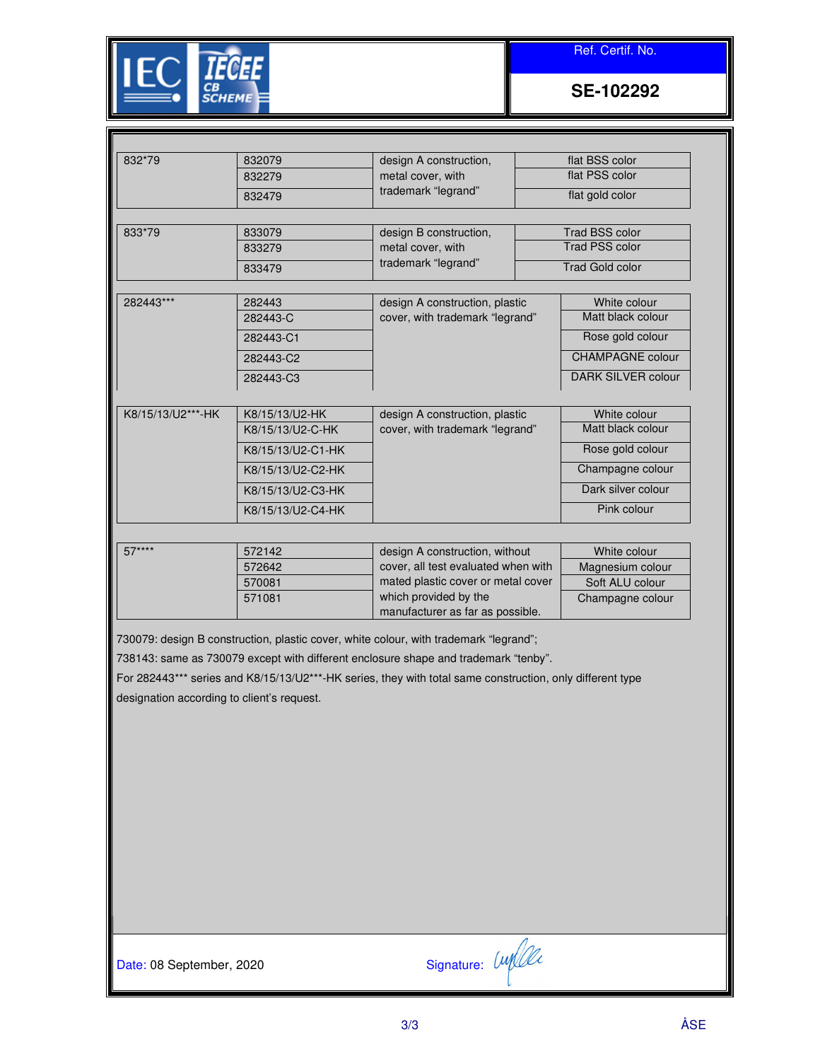Ref. Certif. No.

**SE-102292**

| | | | |
|---|---|---|---|
| 832*79 | 832079 | design A construction, metal cover, with trademark “legrand” | flat BSS color |
| | 832279 | | flat PSS color |
| | 832479 | | flat gold color |
| 833*79 | 833079 | design B construction, metal cover, with trademark “legrand” | Trad BSS color |
| | 833279 | | Trad PSS color |
| | 833479 | | Trad Gold color |
| 282443*** | 282443 | design A construction, plastic cover, with trademark “legrand” | White colour |
| | 282443-C | | Matt black colour |
| | 282443-C1 | | Rose gold colour |
| | 282443-C2 | | CHAMPAGNE colour |
| | 282443-C3 | | DARK SILVER colour |
| K8/15/13/U2***-HK | K8/15/13/U2-HK | design A construction, plastic cover, with trademark “legrand” | White colour |
| | K8/15/13/U2-C-HK | | Matt black colour |
| | K8/15/13/U2-C1-HK | | Rose gold colour |
| | K8/15/13/U2-C2-HK | | Champagne colour |
| | K8/15/13/U2-C3-HK | | Dark silver colour |
| | K8/15/13/U2-C4-HK | | Pink colour |
| 57**** | 572142 | design A construction, without cover, all test evaluated when with mated plastic cover or metal cover which provided by the manufacturer as far as possible. | White colour |
| | 572642 | | Magnesium colour |
| | 570081 | | Soft ALU colour |
| | 571081 | | Champagne colour |

730079: design B construction, plastic cover, white colour, with trademark “legrand”;

738143: same as 730079 except with different enclosure shape and trademark “tenby”.

For 282443*** series and K8/15/13/U2***-HK series, they with total same construction, only different type designation according to client’s request.

Date: 08 September, 2020

Signature: